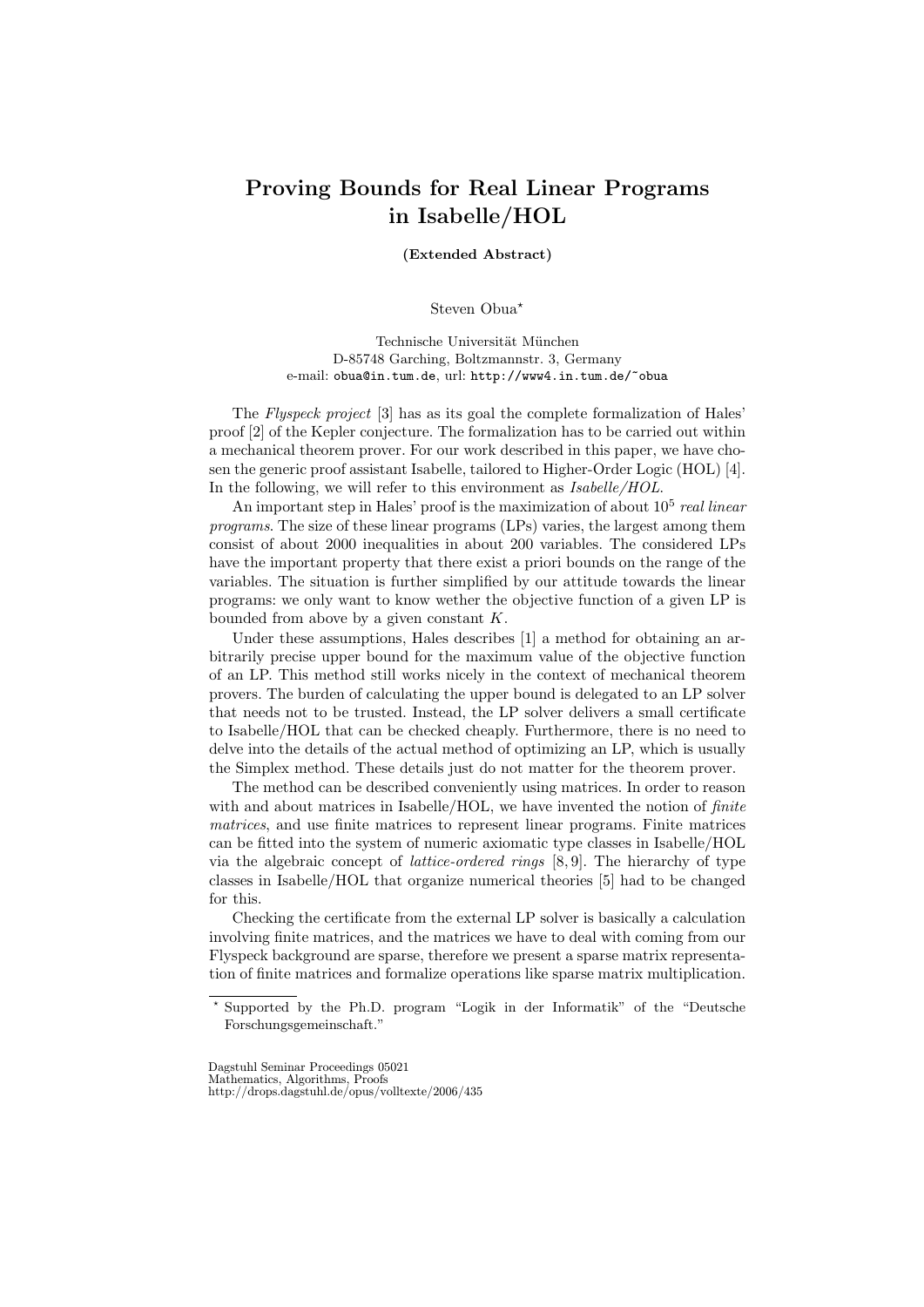# Proving Bounds for Real Linear Programs in Isabelle/HOL

**(Extended Abstract)**

Steven Obua*

Technische Universität München
D-85748 Garching, Boltzmannstr. 3, Germany
e-mail: obua@in.tum.de, url: http://www4.in.tum.de/~obua

The *Flyspeck project* [3] has as its goal the complete formalization of Hales' proof [2] of the Kepler conjecture. The formalization has to be carried out within a mechanical theorem prover. For our work described in this paper, we have chosen the generic proof assistant Isabelle, tailored to Higher-Order Logic (HOL) [4]. In the following, we will refer to this environment as *Isabelle/HOL*.

An important step in Hales' proof is the maximization of about $10^5$ *real linear programs*. The size of these linear programs (LPs) varies, the largest among them consist of about 2000 inequalities in about 200 variables. The considered LPs have the important property that there exist a priori bounds on the range of the variables. The situation is further simplified by our attitude towards the linear programs: we only want to know wether the objective function of a given LP is bounded from above by a given constant $K$.

Under these assumptions, Hales describes [1] a method for obtaining an arbitrarily precise upper bound for the maximum value of the objective function of an LP. This method still works nicely in the context of mechanical theorem provers. The burden of calculating the upper bound is delegated to an LP solver that needs not to be trusted. Instead, the LP solver delivers a small certificate to Isabelle/HOL that can be checked cheaply. Furthermore, there is no need to delve into the details of the actual method of optimizing an LP, which is usually the Simplex method. These details just do not matter for the theorem prover.

The method can be described conveniently using matrices. In order to reason with and about matrices in Isabelle/HOL, we have invented the notion of *finite matrices*, and use finite matrices to represent linear programs. Finite matrices can be fitted into the system of numeric axiomatic type classes in Isabelle/HOL via the algebraic concept of *lattice-ordered rings* [8, 9]. The hierarchy of type classes in Isabelle/HOL that organize numerical theories [5] had to be changed for this.

Checking the certificate from the external LP solver is basically a calculation involving finite matrices, and the matrices we have to deal with coming from our Flyspeck background are sparse, therefore we present a sparse matrix representation of finite matrices and formalize operations like sparse matrix multiplication.

---

* Supported by the Ph.D. program "Logik in der Informatik" of the "Deutsche Forschungsgemeinschaft."

Dagstuhl Seminar Proceedings 05021
Mathematics, Algorithms, Proofs
http://drops.dagstuhl.de/opus/volltexte/2006/435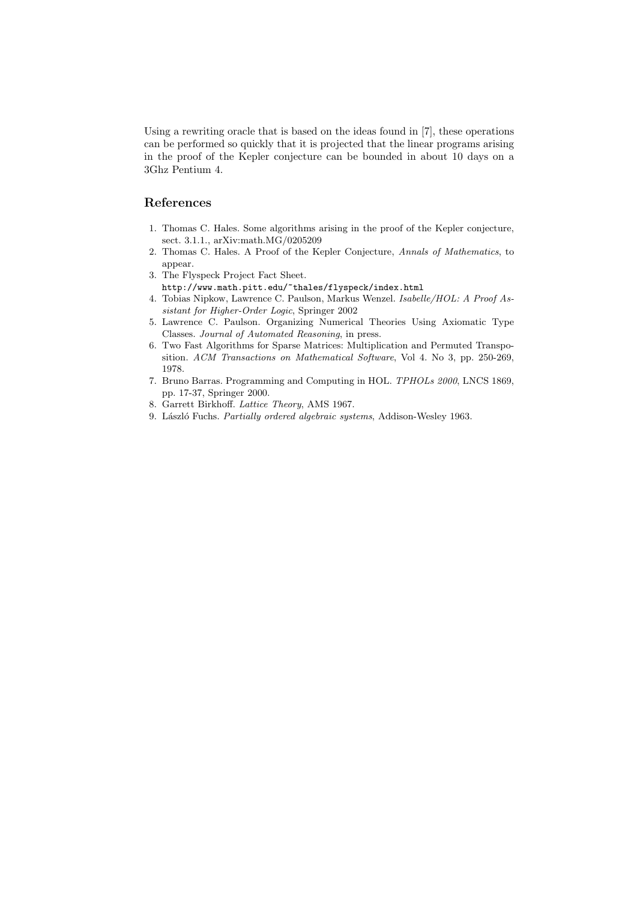Using a rewriting oracle that is based on the ideas found in [7], these operations can be performed so quickly that it is projected that the linear programs arising in the proof of the Kepler conjecture can be bounded in about 10 days on a 3Ghz Pentium 4.

## References

1. Thomas C. Hales. Some algorithms arising in the proof of the Kepler conjecture, sect. 3.1.1., arXiv:math.MG/0205209
2. Thomas C. Hales. A Proof of the Kepler Conjecture, *Annals of Mathematics*, to appear.
3. The Flyspeck Project Fact Sheet. `http://www.math.pitt.edu/~thales/flyspeck/index.html`
4. Tobias Nipkow, Lawrence C. Paulson, Markus Wenzel. *Isabelle/HOL: A Proof Assistant for Higher-Order Logic*, Springer 2002
5. Lawrence C. Paulson. Organizing Numerical Theories Using Axiomatic Type Classes. *Journal of Automated Reasoning*, in press.
6. Two Fast Algorithms for Sparse Matrices: Multiplication and Permuted Transposition. *ACM Transactions on Mathematical Software*, Vol 4. No 3, pp. 250-269, 1978.
7. Bruno Barras. Programming and Computing in HOL. *TPHOLs 2000*, LNCS 1869, pp. 17-37, Springer 2000.
8. Garrett Birkhoff. *Lattice Theory*, AMS 1967.
9. László Fuchs. *Partially ordered algebraic systems*, Addison-Wesley 1963.